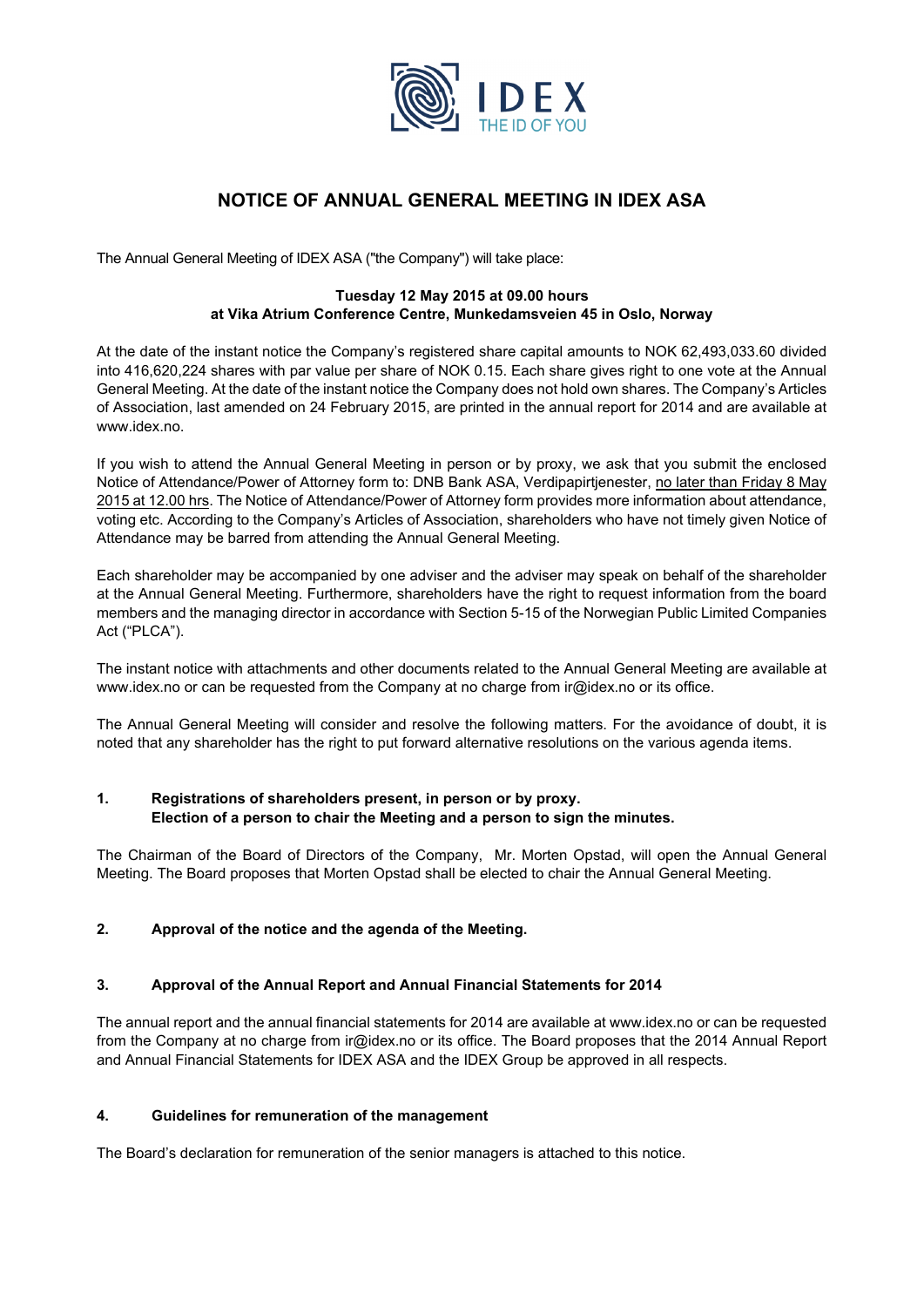# NOTICE OF ANNUAL GENERAL MEETING IN IDEX ASA

The Annual General Meeting of IDEX ASA ("the Company") will take place:

**Tuesday 12 May 2015 at 09.00 hours**
**at Vika Atrium Conference Centre, Munkedamsveien 45 in Oslo, Norway**

At the date of the instant notice the Company's registered share capital amounts to NOK 62,493,033.60 divided into 416,620,224 shares with par value per share of NOK 0.15. Each share gives right to one vote at the Annual General Meeting. At the date of the instant notice the Company does not hold own shares. The Company's Articles of Association, last amended on 24 February 2015, are printed in the annual report for 2014 and are available at www.idex.no.

If you wish to attend the Annual General Meeting in person or by proxy, we ask that you submit the enclosed Notice of Attendance/Power of Attorney form to: DNB Bank ASA, Verdipapirtjenester, no later than Friday 8 May 2015 at 12.00 hrs. The Notice of Attendance/Power of Attorney form provides more information about attendance, voting etc. According to the Company's Articles of Association, shareholders who have not timely given Notice of Attendance may be barred from attending the Annual General Meeting.

Each shareholder may be accompanied by one adviser and the adviser may speak on behalf of the shareholder at the Annual General Meeting. Furthermore, shareholders have the right to request information from the board members and the managing director in accordance with Section 5-15 of the Norwegian Public Limited Companies Act ("PLCA").

The instant notice with attachments and other documents related to the Annual General Meeting are available at www.idex.no or can be requested from the Company at no charge from ir@idex.no or its office.

The Annual General Meeting will consider and resolve the following matters. For the avoidance of doubt, it is noted that any shareholder has the right to put forward alternative resolutions on the various agenda items.

## 1. Registrations of shareholders present, in person or by proxy. Election of a person to chair the Meeting and a person to sign the minutes.

The Chairman of the Board of Directors of the Company, Mr. Morten Opstad, will open the Annual General Meeting. The Board proposes that Morten Opstad shall be elected to chair the Annual General Meeting.

## 2. Approval of the notice and the agenda of the Meeting.

## 3. Approval of the Annual Report and Annual Financial Statements for 2014

The annual report and the annual financial statements for 2014 are available at www.idex.no or can be requested from the Company at no charge from ir@idex.no or its office. The Board proposes that the 2014 Annual Report and Annual Financial Statements for IDEX ASA and the IDEX Group be approved in all respects.

## 4. Guidelines for remuneration of the management

The Board's declaration for remuneration of the senior managers is attached to this notice.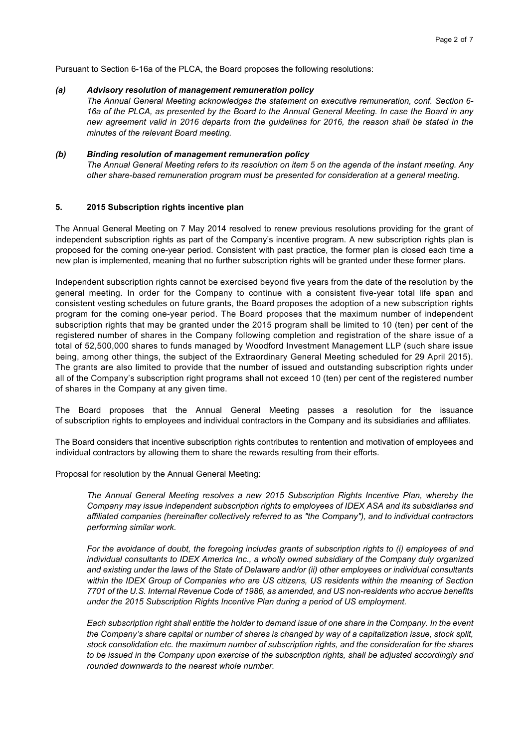Pursuant to Section 6-16a of the PLCA, the Board proposes the following resolutions:

***(a) Advisory resolution of management remuneration policy***

*The Annual General Meeting acknowledges the statement on executive remuneration, conf. Section 6-16a of the PLCA, as presented by the Board to the Annual General Meeting. In case the Board in any new agreement valid in 2016 departs from the guidelines for 2016, the reason shall be stated in the minutes of the relevant Board meeting.*

***(b) Binding resolution of management remuneration policy***

*The Annual General Meeting refers to its resolution on item 5 on the agenda of the instant meeting. Any other share-based remuneration program must be presented for consideration at a general meeting.*

## 5. 2015 Subscription rights incentive plan

The Annual General Meeting on 7 May 2014 resolved to renew previous resolutions providing for the grant of independent subscription rights as part of the Company's incentive program. A new subscription rights plan is proposed for the coming one-year period. Consistent with past practice, the former plan is closed each time a new plan is implemented, meaning that no further subscription rights will be granted under these former plans.

Independent subscription rights cannot be exercised beyond five years from the date of the resolution by the general meeting. In order for the Company to continue with a consistent five-year total life span and consistent vesting schedules on future grants, the Board proposes the adoption of a new subscription rights program for the coming one-year period. The Board proposes that the maximum number of independent subscription rights that may be granted under the 2015 program shall be limited to 10 (ten) per cent of the registered number of shares in the Company following completion and registration of the share issue of a total of 52,500,000 shares to funds managed by Woodford Investment Management LLP (such share issue being, among other things, the subject of the Extraordinary General Meeting scheduled for 29 April 2015). The grants are also limited to provide that the number of issued and outstanding subscription rights under all of the Company's subscription right programs shall not exceed 10 (ten) per cent of the registered number of shares in the Company at any given time.

The Board proposes that the Annual General Meeting passes a resolution for the issuance of subscription rights to employees and individual contractors in the Company and its subsidiaries and affiliates.

The Board considers that incentive subscription rights contributes to rentention and motivation of employees and individual contractors by allowing them to share the rewards resulting from their efforts.

Proposal for resolution by the Annual General Meeting:

*The Annual General Meeting resolves a new 2015 Subscription Rights Incentive Plan, whereby the Company may issue independent subscription rights to employees of IDEX ASA and its subsidiaries and affiliated companies (hereinafter collectively referred to as "the Company"), and to individual contractors performing similar work.*

*For the avoidance of doubt, the foregoing includes grants of subscription rights to (i) employees of and individual consultants to IDEX America Inc., a wholly owned subsidiary of the Company duly organized and existing under the laws of the State of Delaware and/or (ii) other employees or individual consultants within the IDEX Group of Companies who are US citizens, US residents within the meaning of Section 7701 of the U.S. Internal Revenue Code of 1986, as amended, and US non-residents who accrue benefits under the 2015 Subscription Rights Incentive Plan during a period of US employment.*

*Each subscription right shall entitle the holder to demand issue of one share in the Company. In the event the Company's share capital or number of shares is changed by way of a capitalization issue, stock split, stock consolidation etc. the maximum number of subscription rights, and the consideration for the shares to be issued in the Company upon exercise of the subscription rights, shall be adjusted accordingly and rounded downwards to the nearest whole number.*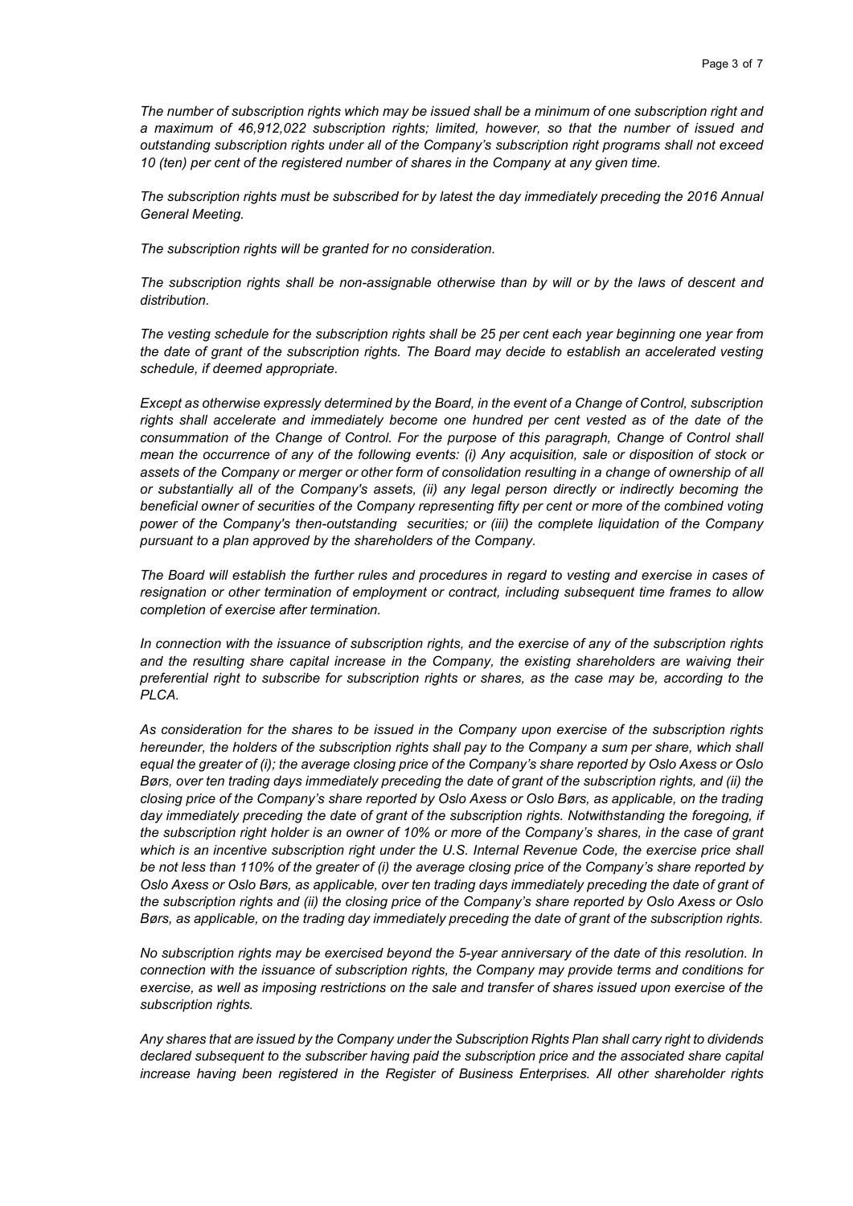*The number of subscription rights which may be issued shall be a minimum of one subscription right and a maximum of 46,912,022 subscription rights; limited, however, so that the number of issued and outstanding subscription rights under all of the Company's subscription right programs shall not exceed 10 (ten) per cent of the registered number of shares in the Company at any given time.*

*The subscription rights must be subscribed for by latest the day immediately preceding the 2016 Annual General Meeting.*

*The subscription rights will be granted for no consideration.*

*The subscription rights shall be non-assignable otherwise than by will or by the laws of descent and distribution.*

*The vesting schedule for the subscription rights shall be 25 per cent each year beginning one year from the date of grant of the subscription rights. The Board may decide to establish an accelerated vesting schedule, if deemed appropriate.*

*Except as otherwise expressly determined by the Board, in the event of a Change of Control, subscription rights shall accelerate and immediately become one hundred per cent vested as of the date of the consummation of the Change of Control. For the purpose of this paragraph, Change of Control shall mean the occurrence of any of the following events: (i) Any acquisition, sale or disposition of stock or assets of the Company or merger or other form of consolidation resulting in a change of ownership of all or substantially all of the Company's assets, (ii) any legal person directly or indirectly becoming the beneficial owner of securities of the Company representing fifty per cent or more of the combined voting power of the Company's then-outstanding securities; or (iii) the complete liquidation of the Company pursuant to a plan approved by the shareholders of the Company.*

*The Board will establish the further rules and procedures in regard to vesting and exercise in cases of resignation or other termination of employment or contract, including subsequent time frames to allow completion of exercise after termination.*

*In connection with the issuance of subscription rights, and the exercise of any of the subscription rights and the resulting share capital increase in the Company, the existing shareholders are waiving their preferential right to subscribe for subscription rights or shares, as the case may be, according to the PLCA.*

*As consideration for the shares to be issued in the Company upon exercise of the subscription rights hereunder, the holders of the subscription rights shall pay to the Company a sum per share, which shall equal the greater of (i); the average closing price of the Company's share reported by Oslo Axess or Oslo Børs, over ten trading days immediately preceding the date of grant of the subscription rights, and (ii) the closing price of the Company's share reported by Oslo Axess or Oslo Børs, as applicable, on the trading day immediately preceding the date of grant of the subscription rights. Notwithstanding the foregoing, if the subscription right holder is an owner of 10% or more of the Company's shares, in the case of grant which is an incentive subscription right under the U.S. Internal Revenue Code, the exercise price shall be not less than 110% of the greater of (i) the average closing price of the Company's share reported by Oslo Axess or Oslo Børs, as applicable, over ten trading days immediately preceding the date of grant of the subscription rights and (ii) the closing price of the Company's share reported by Oslo Axess or Oslo Børs, as applicable, on the trading day immediately preceding the date of grant of the subscription rights.*

*No subscription rights may be exercised beyond the 5-year anniversary of the date of this resolution. In connection with the issuance of subscription rights, the Company may provide terms and conditions for exercise, as well as imposing restrictions on the sale and transfer of shares issued upon exercise of the subscription rights.*

*Any shares that are issued by the Company under the Subscription Rights Plan shall carry right to dividends declared subsequent to the subscriber having paid the subscription price and the associated share capital increase having been registered in the Register of Business Enterprises. All other shareholder rights*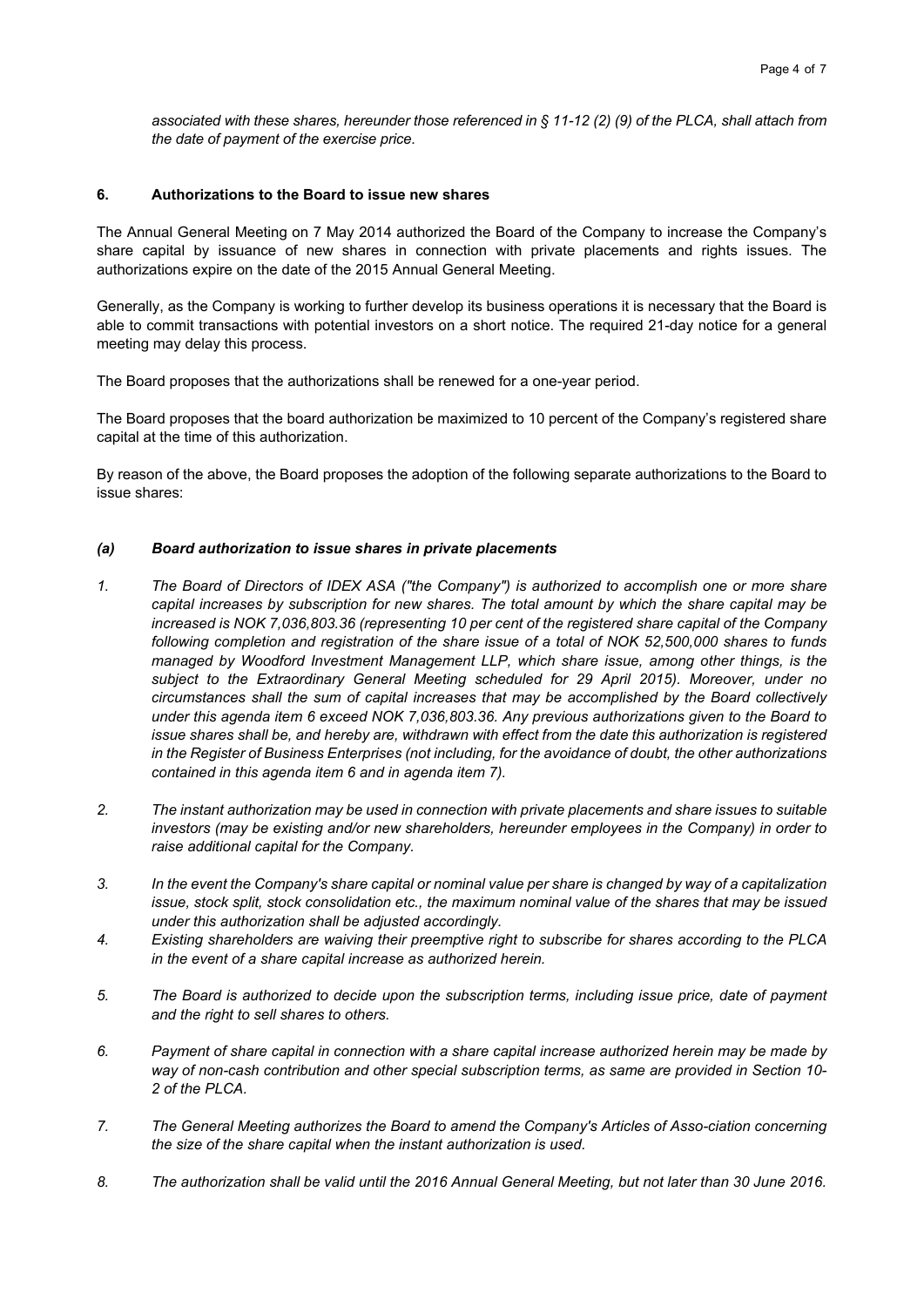*associated with these shares, hereunder those referenced in § 11-12 (2) (9) of the PLCA, shall attach from the date of payment of the exercise price.*

## 6. Authorizations to the Board to issue new shares

The Annual General Meeting on 7 May 2014 authorized the Board of the Company to increase the Company's share capital by issuance of new shares in connection with private placements and rights issues. The authorizations expire on the date of the 2015 Annual General Meeting.

Generally, as the Company is working to further develop its business operations it is necessary that the Board is able to commit transactions with potential investors on a short notice. The required 21-day notice for a general meeting may delay this process.

The Board proposes that the authorizations shall be renewed for a one-year period.

The Board proposes that the board authorization be maximized to 10 percent of the Company's registered share capital at the time of this authorization.

By reason of the above, the Board proposes the adoption of the following separate authorizations to the Board to issue shares:

### *(a) Board authorization to issue shares in private placements*

1. *The Board of Directors of IDEX ASA ("the Company") is authorized to accomplish one or more share capital increases by subscription for new shares. The total amount by which the share capital may be increased is NOK 7,036,803.36 (representing 10 per cent of the registered share capital of the Company following completion and registration of the share issue of a total of NOK 52,500,000 shares to funds managed by Woodford Investment Management LLP, which share issue, among other things, is the subject to the Extraordinary General Meeting scheduled for 29 April 2015). Moreover, under no circumstances shall the sum of capital increases that may be accomplished by the Board collectively under this agenda item 6 exceed NOK 7,036,803.36. Any previous authorizations given to the Board to issue shares shall be, and hereby are, withdrawn with effect from the date this authorization is registered in the Register of Business Enterprises (not including, for the avoidance of doubt, the other authorizations contained in this agenda item 6 and in agenda item 7).*

2. *The instant authorization may be used in connection with private placements and share issues to suitable investors (may be existing and/or new shareholders, hereunder employees in the Company) in order to raise additional capital for the Company.*

3. *In the event the Company's share capital or nominal value per share is changed by way of a capitalization issue, stock split, stock consolidation etc., the maximum nominal value of the shares that may be issued under this authorization shall be adjusted accordingly.*

4. *Existing shareholders are waiving their preemptive right to subscribe for shares according to the PLCA in the event of a share capital increase as authorized herein.*

5. *The Board is authorized to decide upon the subscription terms, including issue price, date of payment and the right to sell shares to others.*

6. *Payment of share capital in connection with a share capital increase authorized herein may be made by way of non-cash contribution and other special subscription terms, as same are provided in Section 10-2 of the PLCA.*

7. *The General Meeting authorizes the Board to amend the Company's Articles of Asso-ciation concerning the size of the share capital when the instant authorization is used.*

8. *The authorization shall be valid until the 2016 Annual General Meeting, but not later than 30 June 2016.*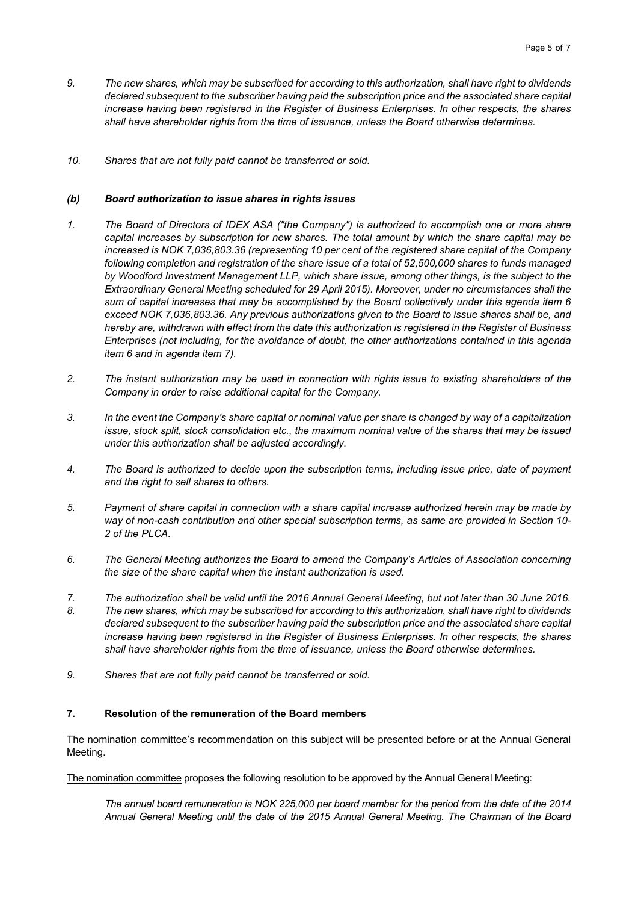9. *The new shares, which may be subscribed for according to this authorization, shall have right to dividends declared subsequent to the subscriber having paid the subscription price and the associated share capital increase having been registered in the Register of Business Enterprises. In other respects, the shares shall have shareholder rights from the time of issuance, unless the Board otherwise determines.*

10. *Shares that are not fully paid cannot be transferred or sold.*

### *(b) Board authorization to issue shares in rights issues*

1. *The Board of Directors of IDEX ASA ("the Company") is authorized to accomplish one or more share capital increases by subscription for new shares. The total amount by which the share capital may be increased is NOK 7,036,803.36 (representing 10 per cent of the registered share capital of the Company following completion and registration of the share issue of a total of 52,500,000 shares to funds managed by Woodford Investment Management LLP, which share issue, among other things, is the subject to the Extraordinary General Meeting scheduled for 29 April 2015). Moreover, under no circumstances shall the sum of capital increases that may be accomplished by the Board collectively under this agenda item 6 exceed NOK 7,036,803.36. Any previous authorizations given to the Board to issue shares shall be, and hereby are, withdrawn with effect from the date this authorization is registered in the Register of Business Enterprises (not including, for the avoidance of doubt, the other authorizations contained in this agenda item 6 and in agenda item 7).*

2. *The instant authorization may be used in connection with rights issue to existing shareholders of the Company in order to raise additional capital for the Company.*

3. *In the event the Company's share capital or nominal value per share is changed by way of a capitalization issue, stock split, stock consolidation etc., the maximum nominal value of the shares that may be issued under this authorization shall be adjusted accordingly.*

4. *The Board is authorized to decide upon the subscription terms, including issue price, date of payment and the right to sell shares to others.*

5. *Payment of share capital in connection with a share capital increase authorized herein may be made by way of non-cash contribution and other special subscription terms, as same are provided in Section 10-2 of the PLCA.*

6. *The General Meeting authorizes the Board to amend the Company's Articles of Association concerning the size of the share capital when the instant authorization is used.*

7. *The authorization shall be valid until the 2016 Annual General Meeting, but not later than 30 June 2016.*

8. *The new shares, which may be subscribed for according to this authorization, shall have right to dividends declared subsequent to the subscriber having paid the subscription price and the associated share capital increase having been registered in the Register of Business Enterprises. In other respects, the shares shall have shareholder rights from the time of issuance, unless the Board otherwise determines.*

9. *Shares that are not fully paid cannot be transferred or sold.*

## 7. Resolution of the remuneration of the Board members

The nomination committee's recommendation on this subject will be presented before or at the Annual General Meeting.

The nomination committee proposes the following resolution to be approved by the Annual General Meeting:

> *The annual board remuneration is NOK 225,000 per board member for the period from the date of the 2014 Annual General Meeting until the date of the 2015 Annual General Meeting. The Chairman of the Board*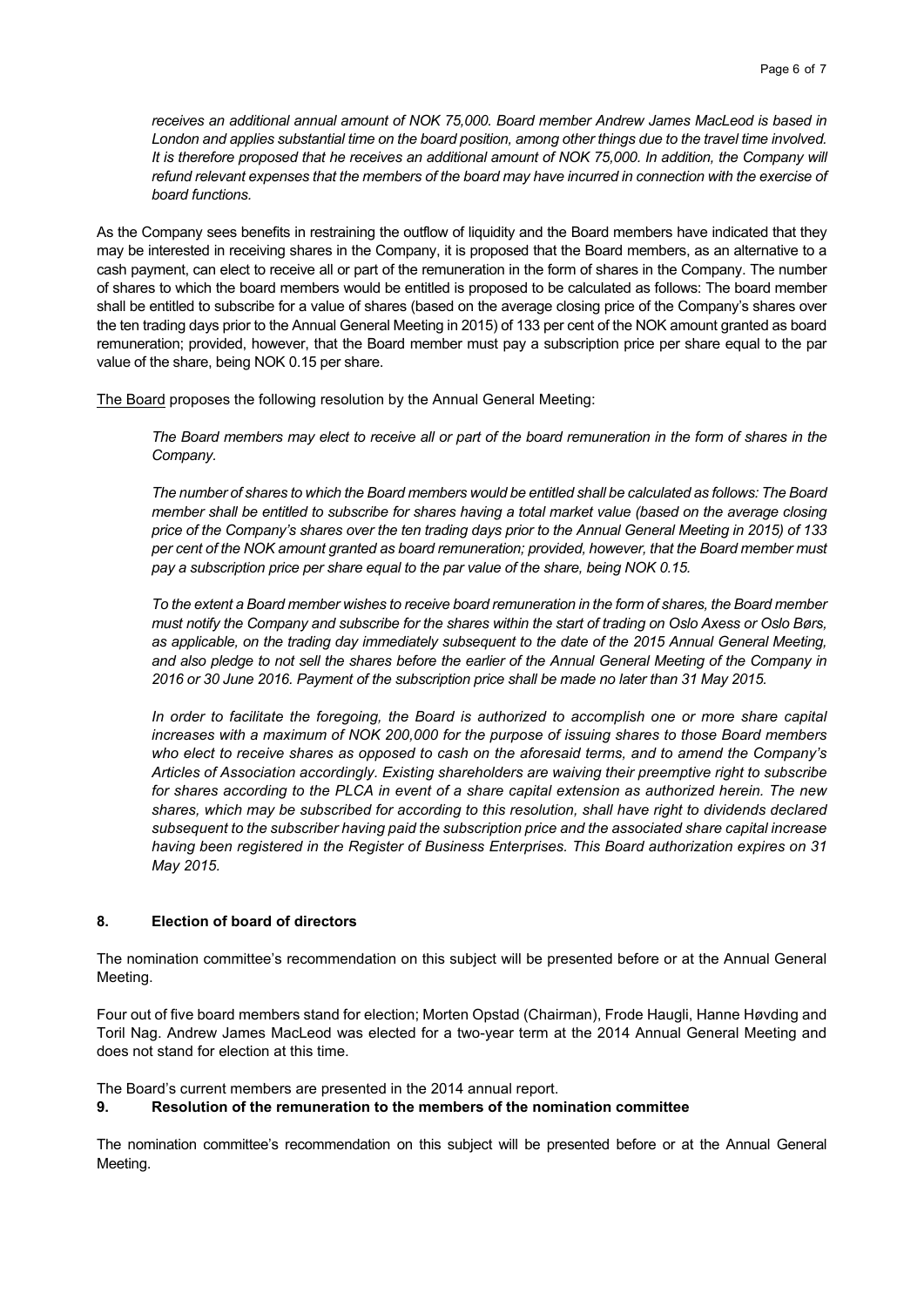*receives an additional annual amount of NOK 75,000. Board member Andrew James MacLeod is based in London and applies substantial time on the board position, among other things due to the travel time involved. It is therefore proposed that he receives an additional amount of NOK 75,000. In addition, the Company will refund relevant expenses that the members of the board may have incurred in connection with the exercise of board functions.*

As the Company sees benefits in restraining the outflow of liquidity and the Board members have indicated that they may be interested in receiving shares in the Company, it is proposed that the Board members, as an alternative to a cash payment, can elect to receive all or part of the remuneration in the form of shares in the Company. The number of shares to which the board members would be entitled is proposed to be calculated as follows: The board member shall be entitled to subscribe for a value of shares (based on the average closing price of the Company's shares over the ten trading days prior to the Annual General Meeting in 2015) of 133 per cent of the NOK amount granted as board remuneration; provided, however, that the Board member must pay a subscription price per share equal to the par value of the share, being NOK 0.15 per share.

The Board proposes the following resolution by the Annual General Meeting:

*The Board members may elect to receive all or part of the board remuneration in the form of shares in the Company.*

*The number of shares to which the Board members would be entitled shall be calculated as follows: The Board member shall be entitled to subscribe for shares having a total market value (based on the average closing price of the Company's shares over the ten trading days prior to the Annual General Meeting in 2015) of 133 per cent of the NOK amount granted as board remuneration; provided, however, that the Board member must pay a subscription price per share equal to the par value of the share, being NOK 0.15.*

*To the extent a Board member wishes to receive board remuneration in the form of shares, the Board member must notify the Company and subscribe for the shares within the start of trading on Oslo Axess or Oslo Børs, as applicable, on the trading day immediately subsequent to the date of the 2015 Annual General Meeting, and also pledge to not sell the shares before the earlier of the Annual General Meeting of the Company in 2016 or 30 June 2016. Payment of the subscription price shall be made no later than 31 May 2015.*

*In order to facilitate the foregoing, the Board is authorized to accomplish one or more share capital increases with a maximum of NOK 200,000 for the purpose of issuing shares to those Board members who elect to receive shares as opposed to cash on the aforesaid terms, and to amend the Company's Articles of Association accordingly. Existing shareholders are waiving their preemptive right to subscribe for shares according to the PLCA in event of a share capital extension as authorized herein. The new shares, which may be subscribed for according to this resolution, shall have right to dividends declared subsequent to the subscriber having paid the subscription price and the associated share capital increase having been registered in the Register of Business Enterprises. This Board authorization expires on 31 May 2015.*

## 8. Election of board of directors

The nomination committee's recommendation on this subject will be presented before or at the Annual General Meeting.

Four out of five board members stand for election; Morten Opstad (Chairman), Frode Haugli, Hanne Høvding and Toril Nag. Andrew James MacLeod was elected for a two-year term at the 2014 Annual General Meeting and does not stand for election at this time.

The Board's current members are presented in the 2014 annual report.

## 9. Resolution of the remuneration to the members of the nomination committee

The nomination committee's recommendation on this subject will be presented before or at the Annual General Meeting.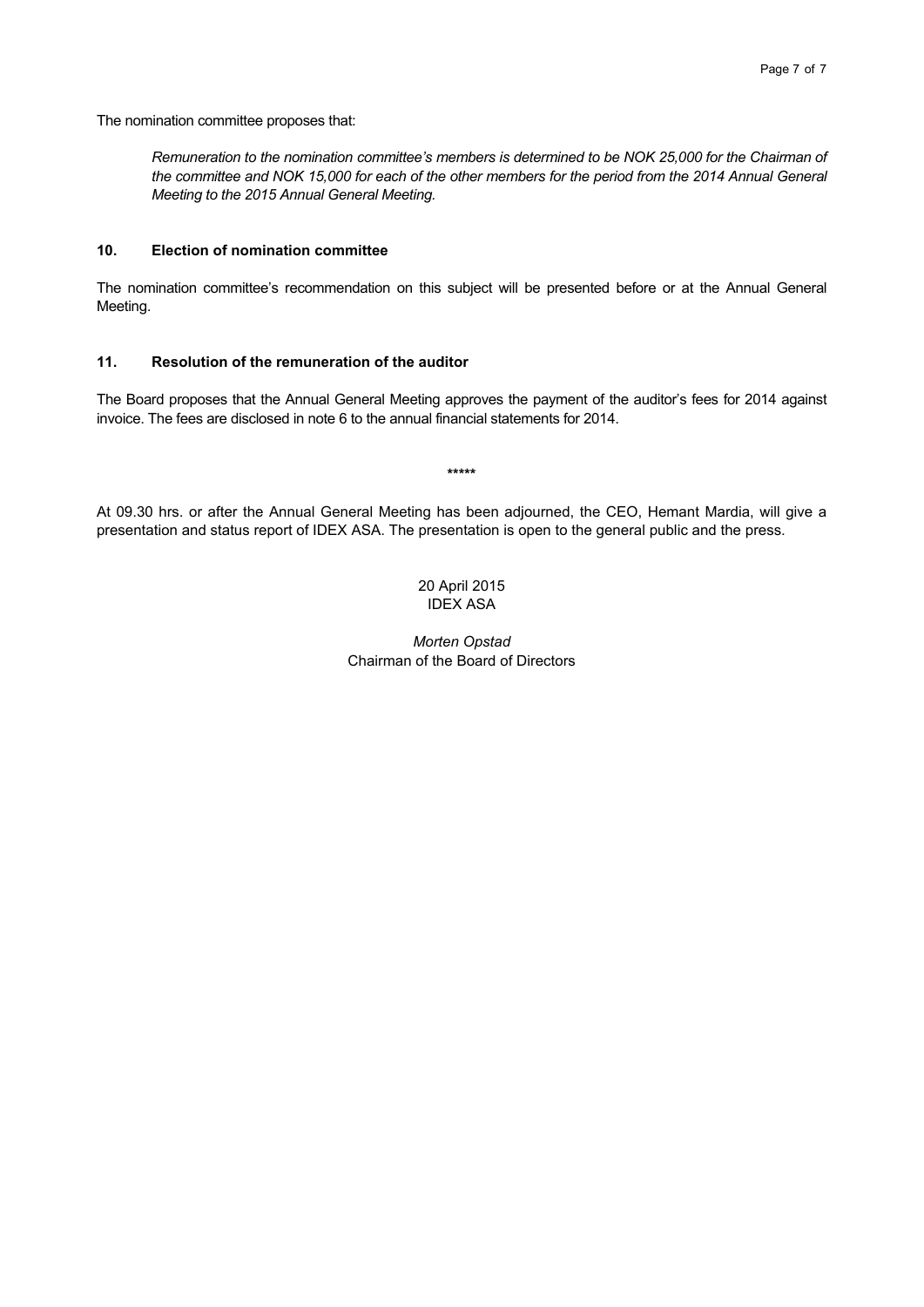The nomination committee proposes that:

> *Remuneration to the nomination committee's members is determined to be NOK 25,000 for the Chairman of the committee and NOK 15,000 for each of the other members for the period from the 2014 Annual General Meeting to the 2015 Annual General Meeting.*

### 10. Election of nomination committee

The nomination committee's recommendation on this subject will be presented before or at the Annual General Meeting.

### 11. Resolution of the remuneration of the auditor

The Board proposes that the Annual General Meeting approves the payment of the auditor's fees for 2014 against invoice. The fees are disclosed in note 6 to the annual financial statements for 2014.

*****

At 09.30 hrs. or after the Annual General Meeting has been adjourned, the CEO, Hemant Mardia, will give a presentation and status report of IDEX ASA. The presentation is open to the general public and the press.

20 April 2015
IDEX ASA

*Morten Opstad*
Chairman of the Board of Directors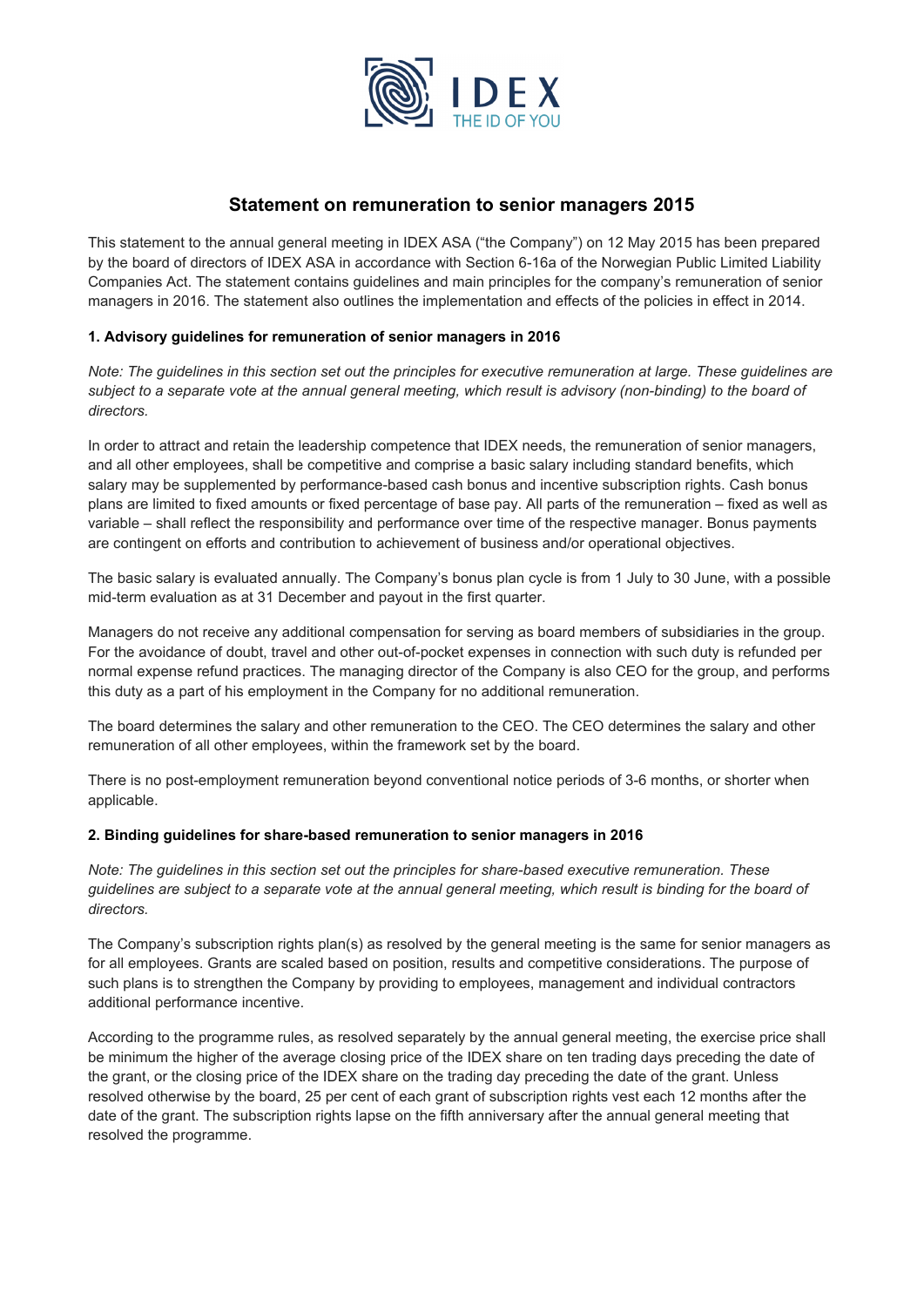IDEX
THE ID OF YOU

# Statement on remuneration to senior managers 2015

This statement to the annual general meeting in IDEX ASA ("the Company") on 12 May 2015 has been prepared by the board of directors of IDEX ASA in accordance with Section 6-16a of the Norwegian Public Limited Liability Companies Act. The statement contains guidelines and main principles for the company's remuneration of senior managers in 2016. The statement also outlines the implementation and effects of the policies in effect in 2014.

### 1. Advisory guidelines for remuneration of senior managers in 2016

*Note: The guidelines in this section set out the principles for executive remuneration at large. These guidelines are subject to a separate vote at the annual general meeting, which result is advisory (non-binding) to the board of directors.*

In order to attract and retain the leadership competence that IDEX needs, the remuneration of senior managers, and all other employees, shall be competitive and comprise a basic salary including standard benefits, which salary may be supplemented by performance-based cash bonus and incentive subscription rights. Cash bonus plans are limited to fixed amounts or fixed percentage of base pay. All parts of the remuneration – fixed as well as variable – shall reflect the responsibility and performance over time of the respective manager. Bonus payments are contingent on efforts and contribution to achievement of business and/or operational objectives.

The basic salary is evaluated annually. The Company's bonus plan cycle is from 1 July to 30 June, with a possible mid-term evaluation as at 31 December and payout in the first quarter.

Managers do not receive any additional compensation for serving as board members of subsidiaries in the group. For the avoidance of doubt, travel and other out-of-pocket expenses in connection with such duty is refunded per normal expense refund practices. The managing director of the Company is also CEO for the group, and performs this duty as a part of his employment in the Company for no additional remuneration.

The board determines the salary and other remuneration to the CEO. The CEO determines the salary and other remuneration of all other employees, within the framework set by the board.

There is no post-employment remuneration beyond conventional notice periods of 3-6 months, or shorter when applicable.

### 2. Binding guidelines for share-based remuneration to senior managers in 2016

*Note: The guidelines in this section set out the principles for share-based executive remuneration. These guidelines are subject to a separate vote at the annual general meeting, which result is binding for the board of directors.*

The Company's subscription rights plan(s) as resolved by the general meeting is the same for senior managers as for all employees. Grants are scaled based on position, results and competitive considerations. The purpose of such plans is to strengthen the Company by providing to employees, management and individual contractors additional performance incentive.

According to the programme rules, as resolved separately by the annual general meeting, the exercise price shall be minimum the higher of the average closing price of the IDEX share on ten trading days preceding the date of the grant, or the closing price of the IDEX share on the trading day preceding the date of the grant. Unless resolved otherwise by the board, 25 per cent of each grant of subscription rights vest each 12 months after the date of the grant. The subscription rights lapse on the fifth anniversary after the annual general meeting that resolved the programme.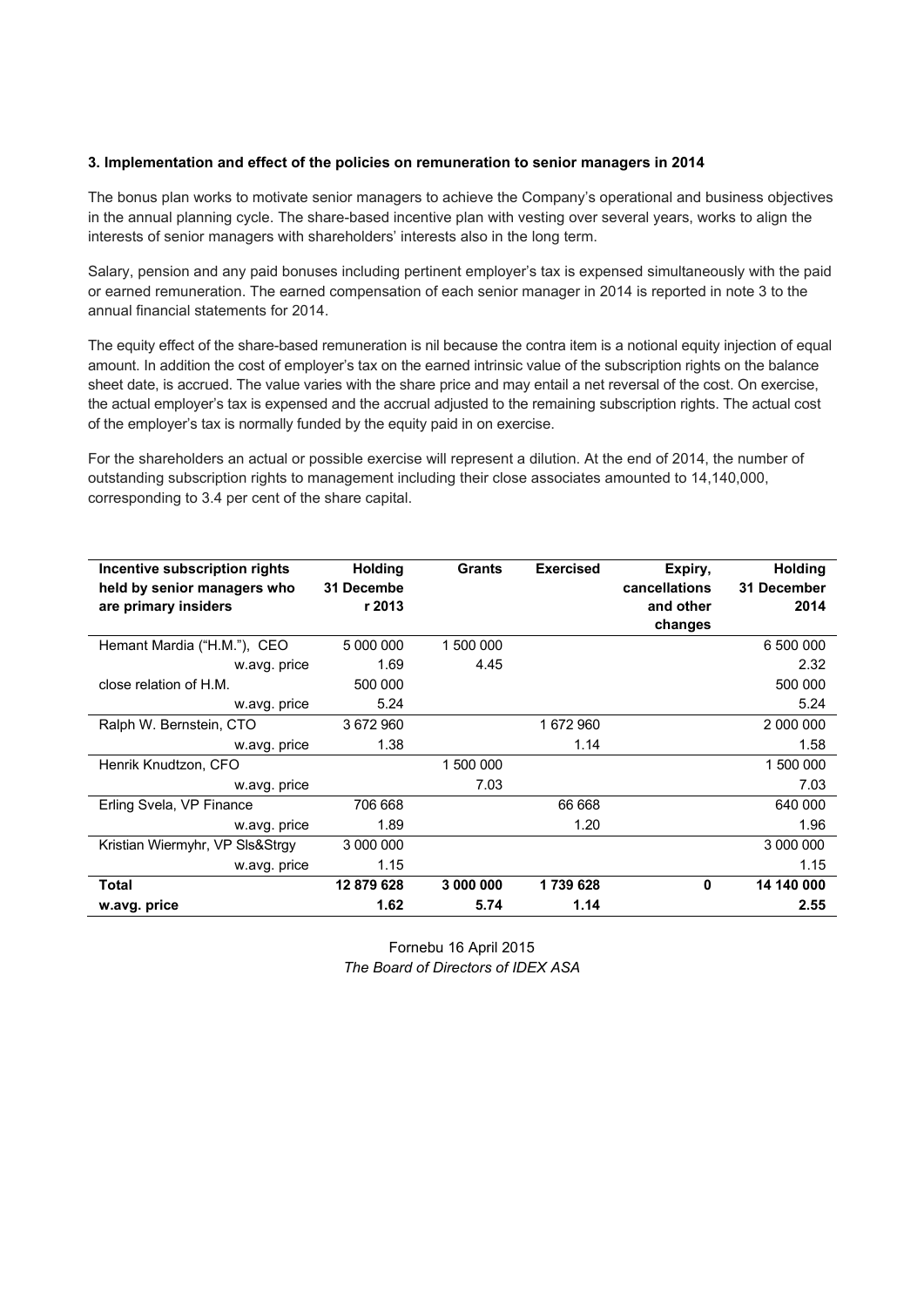### 3. Implementation and effect of the policies on remuneration to senior managers in 2014

The bonus plan works to motivate senior managers to achieve the Company's operational and business objectives in the annual planning cycle. The share-based incentive plan with vesting over several years, works to align the interests of senior managers with shareholders' interests also in the long term.

Salary, pension and any paid bonuses including pertinent employer's tax is expensed simultaneously with the paid or earned remuneration. The earned compensation of each senior manager in 2014 is reported in note 3 to the annual financial statements for 2014.

The equity effect of the share-based remuneration is nil because the contra item is a notional equity injection of equal amount. In addition the cost of employer's tax on the earned intrinsic value of the subscription rights on the balance sheet date, is accrued. The value varies with the share price and may entail a net reversal of the cost. On exercise, the actual employer's tax is expensed and the accrual adjusted to the remaining subscription rights. The actual cost of the employer's tax is normally funded by the equity paid in on exercise.

For the shareholders an actual or possible exercise will represent a dilution. At the end of 2014, the number of outstanding subscription rights to management including their close associates amounted to 14,140,000, corresponding to 3.4 per cent of the share capital.

| Incentive subscription rights held by senior managers who are primary insiders | Holding 31 December 2013 | Grants | Exercised | Expiry, cancellations and other changes | Holding 31 December 2014 |
|---|---|---|---|---|---|
| Hemant Mardia ("H.M."), CEO | 5 000 000 | 1 500 000 | | | 6 500 000 |
| w.avg. price | 1.69 | 4.45 | | | 2.32 |
| close relation of H.M. | 500 000 | | | | 500 000 |
| w.avg. price | 5.24 | | | | 5.24 |
| Ralph W. Bernstein, CTO | 3 672 960 | | 1 672 960 | | 2 000 000 |
| w.avg. price | 1.38 | | 1.14 | | 1.58 |
| Henrik Knudtzon, CFO | | 1 500 000 | | | 1 500 000 |
| w.avg. price | | 7.03 | | | 7.03 |
| Erling Svela, VP Finance | 706 668 | | 66 668 | | 640 000 |
| w.avg. price | 1.89 | | 1.20 | | 1.96 |
| Kristian Wiermyhr, VP Sls&Strgy | 3 000 000 | | | | 3 000 000 |
| w.avg. price | 1.15 | | | | 1.15 |
| **Total** | **12 879 628** | **3 000 000** | **1 739 628** | **0** | **14 140 000** |
| **w.avg. price** | **1.62** | **5.74** | **1.14** | | **2.55** |

Fornebu 16 April 2015

*The Board of Directors of IDEX ASA*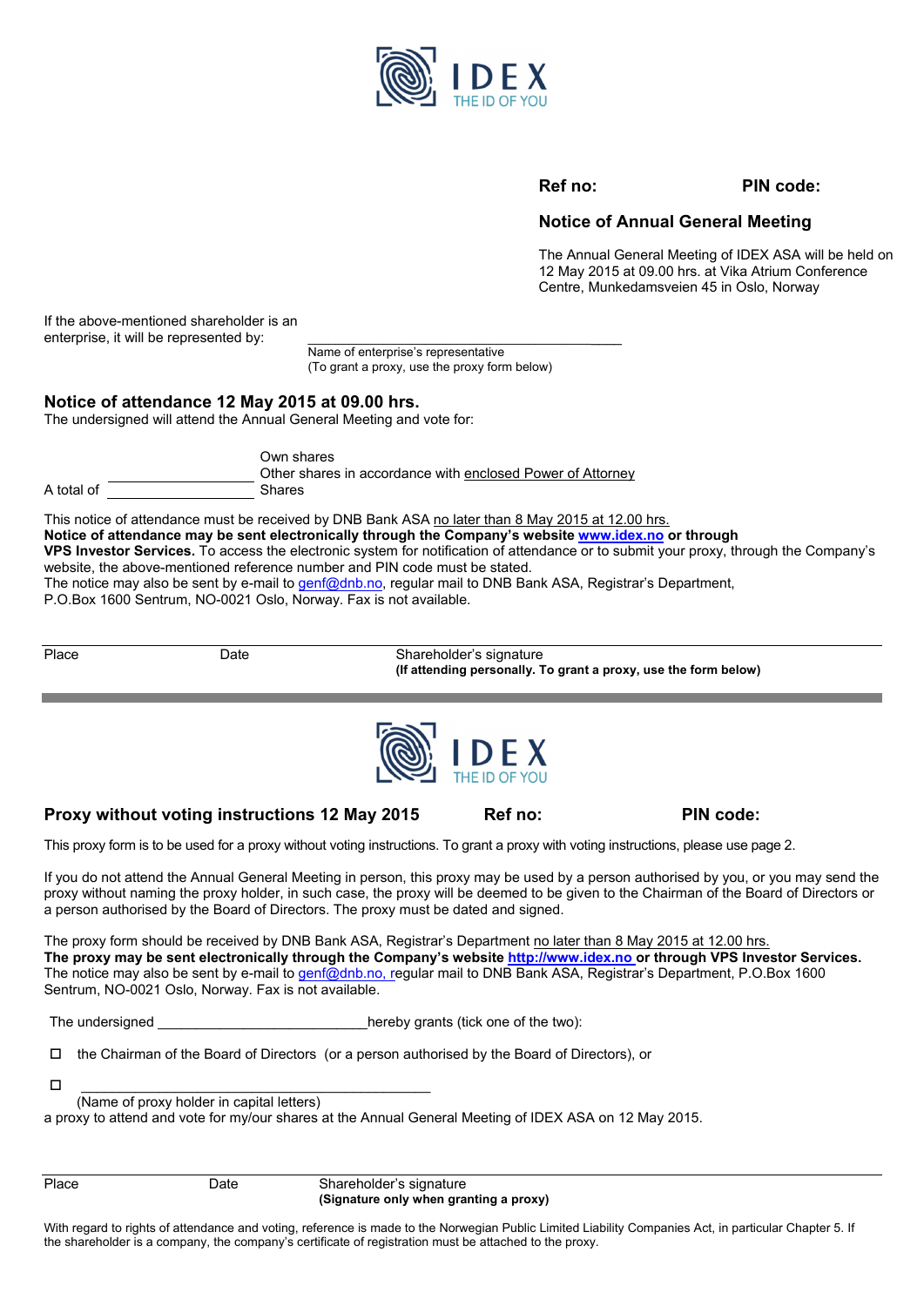IDEX THE ID OF YOU

**Ref no:** **PIN code:**

## Notice of Annual General Meeting

The Annual General Meeting of IDEX ASA will be held on 12 May 2015 at 09.00 hrs. at Vika Atrium Conference Centre, Munkedamsveien 45 in Oslo, Norway

If the above-mentioned shareholder is an enterprise, it will be represented by: ________________________________________

Name of enterprise's representative
(To grant a proxy, use the proxy form below)

## Notice of attendance 12 May 2015 at 09.00 hrs.

The undersigned will attend the Annual General Meeting and vote for:

Own shares
Other shares in accordance with enclosed Power of Attorney

A total of ____________________ Shares

This notice of attendance must be received by DNB Bank ASA no later than 8 May 2015 at 12.00 hrs.
**Notice of attendance may be sent electronically through the Company's website www.idex.no or through VPS Investor Services.** To access the electronic system for notification of attendance or to submit your proxy, through the Company's website, the above-mentioned reference number and PIN code must be stated.
The notice may also be sent by e-mail to genf@dnb.no, regular mail to DNB Bank ASA, Registrar's Department, P.O.Box 1600 Sentrum, NO-0021 Oslo, Norway. Fax is not available.

| Place | Date | Shareholder's signature<br>**(If attending personally. To grant a proxy, use the form below)** |
|---|---|---|

---

IDEX THE ID OF YOU

## Proxy without voting instructions 12 May 2015

**Ref no:** **PIN code:**

This proxy form is to be used for a proxy without voting instructions. To grant a proxy with voting instructions, please use page 2.

If you do not attend the Annual General Meeting in person, this proxy may be used by a person authorised by you, or you may send the proxy without naming the proxy holder, in such case, the proxy will be deemed to be given to the Chairman of the Board of Directors or a person authorised by the Board of Directors. The proxy must be dated and signed.

The proxy form should be received by DNB Bank ASA, Registrar's Department no later than 8 May 2015 at 12.00 hrs.
**The proxy may be sent electronically through the Company's website http://www.idex.no or through VPS Investor Services.**
The notice may also be sent by e-mail to genf@dnb.no, regular mail to DNB Bank ASA, Registrar's Department, P.O.Box 1600 Sentrum, NO-0021 Oslo, Norway. Fax is not available.

The undersigned ____________________________ hereby grants (tick one of the two):

☐ the Chairman of the Board of Directors (or a person authorised by the Board of Directors), or

☐ ________________________________________________
(Name of proxy holder in capital letters)

a proxy to attend and vote for my/our shares at the Annual General Meeting of IDEX ASA on 12 May 2015.

| Place | Date | Shareholder's signature<br>**(Signature only when granting a proxy)** |
|---|---|---|

With regard to rights of attendance and voting, reference is made to the Norwegian Public Limited Liability Companies Act, in particular Chapter 5. If the shareholder is a company, the company's certificate of registration must be attached to the proxy.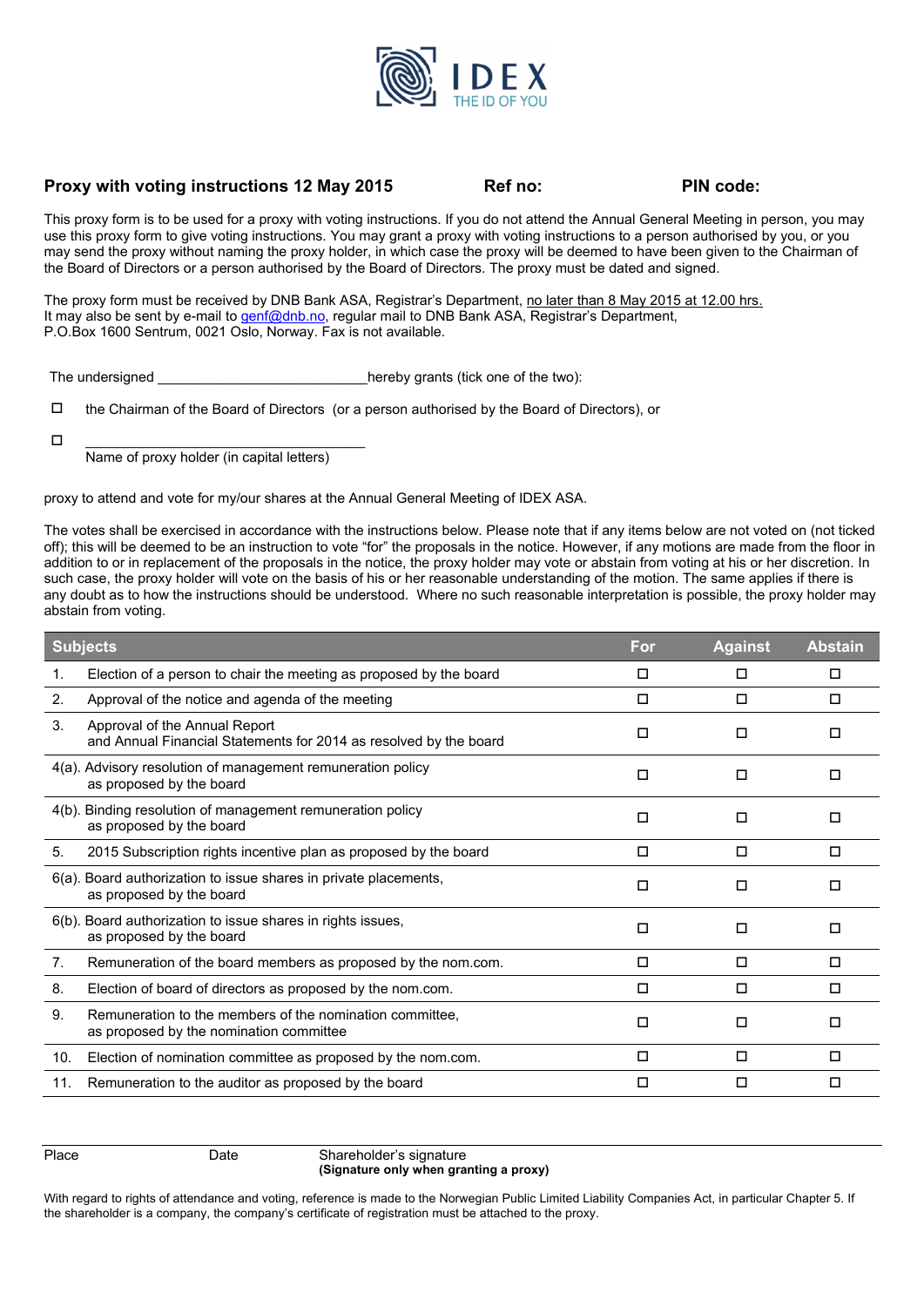IDEX
THE ID OF YOU

**Proxy with voting instructions 12 May 2015** **Ref no:** **PIN code:**

This proxy form is to be used for a proxy with voting instructions. If you do not attend the Annual General Meeting in person, you may use this proxy form to give voting instructions. You may grant a proxy with voting instructions to a person authorised by you, or you may send the proxy without naming the proxy holder, in which case the proxy will be deemed to have been given to the Chairman of the Board of Directors or a person authorised by the Board of Directors. The proxy must be dated and signed.

The proxy form must be received by DNB Bank ASA, Registrar's Department, no later than 8 May 2015 at 12.00 hrs.
It may also be sent by e-mail to genf@dnb.no, regular mail to DNB Bank ASA, Registrar's Department, P.O.Box 1600 Sentrum, 0021 Oslo, Norway. Fax is not available.

The undersigned ___________________________hereby grants (tick one of the two):

☐ the Chairman of the Board of Directors (or a person authorised by the Board of Directors), or

☐ ________________________________
Name of proxy holder (in capital letters)

proxy to attend and vote for my/our shares at the Annual General Meeting of IDEX ASA.

The votes shall be exercised in accordance with the instructions below. Please note that if any items below are not voted on (not ticked off); this will be deemed to be an instruction to vote "for" the proposals in the notice. However, if any motions are made from the floor in addition to or in replacement of the proposals in the notice, the proxy holder may vote or abstain from voting at his or her discretion. In such case, the proxy holder will vote on the basis of his or her reasonable understanding of the motion. The same applies if there is any doubt as to how the instructions should be understood. Where no such reasonable interpretation is possible, the proxy holder may abstain from voting.

| Subjects | For | Against | Abstain |
|---|---|---|---|
| 1. Election of a person to chair the meeting as proposed by the board | ☐ | ☐ | ☐ |
| 2. Approval of the notice and agenda of the meeting | ☐ | ☐ | ☐ |
| 3. Approval of the Annual Report and Annual Financial Statements for 2014 as resolved by the board | ☐ | ☐ | ☐ |
| 4(a). Advisory resolution of management remuneration policy as proposed by the board | ☐ | ☐ | ☐ |
| 4(b). Binding resolution of management remuneration policy as proposed by the board | ☐ | ☐ | ☐ |
| 5. 2015 Subscription rights incentive plan as proposed by the board | ☐ | ☐ | ☐ |
| 6(a). Board authorization to issue shares in private placements, as proposed by the board | ☐ | ☐ | ☐ |
| 6(b). Board authorization to issue shares in rights issues, as proposed by the board | ☐ | ☐ | ☐ |
| 7. Remuneration of the board members as proposed by the nom.com. | ☐ | ☐ | ☐ |
| 8. Election of board of directors as proposed by the nom.com. | ☐ | ☐ | ☐ |
| 9. Remuneration to the members of the nomination committee, as proposed by the nomination committee | ☐ | ☐ | ☐ |
| 10. Election of nomination committee as proposed by the nom.com. | ☐ | ☐ | ☐ |
| 11. Remuneration to the auditor as proposed by the board | ☐ | ☐ | ☐ |

Place Date Shareholder's signature
**(Signature only when granting a proxy)**

With regard to rights of attendance and voting, reference is made to the Norwegian Public Limited Liability Companies Act, in particular Chapter 5. If the shareholder is a company, the company's certificate of registration must be attached to the proxy.